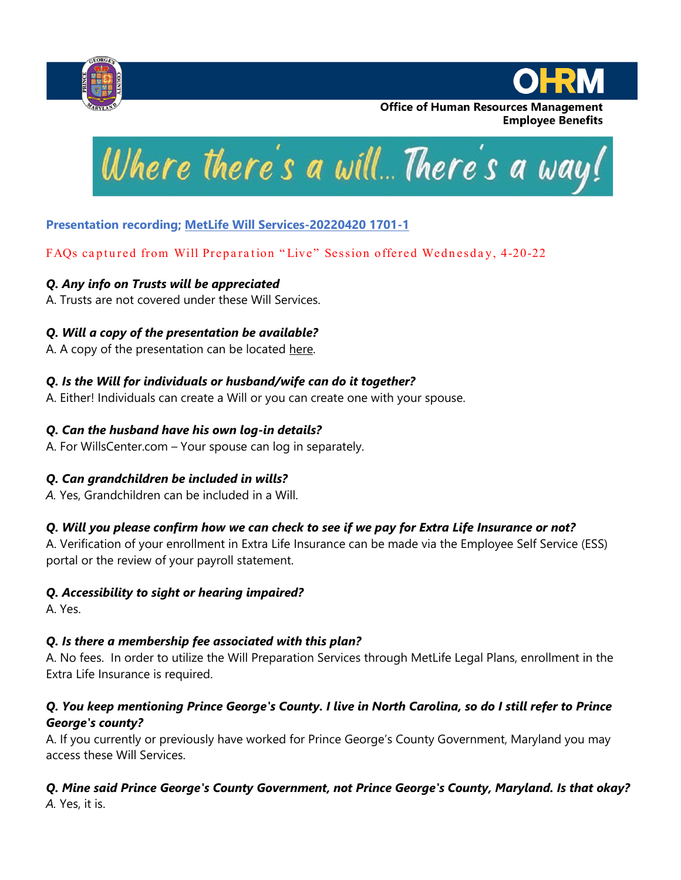Office of Human Resources Management
Employee Benefits

# Where there's a will... There's a way!

**Presentation recording; MetLife Will Services-20220420 1701-1**

FAQs captured from Will Preparation "Live" Session offered Wednesday, 4-20-22

***Q. Any info on Trusts will be appreciated***
A. Trusts are not covered under these Will Services.

***Q. Will a copy of the presentation be available?***
A. A copy of the presentation can be located here.

***Q. Is the Will for individuals or husband/wife can do it together?***
A. Either! Individuals can create a Will or you can create one with your spouse.

***Q. Can the husband have his own log-in details?***
A. For WillsCenter.com – Your spouse can log in separately.

***Q. Can grandchildren be included in wills?***
*A.* Yes, Grandchildren can be included in a Will.

***Q. Will you please confirm how we can check to see if we pay for Extra Life Insurance or not?***
A. Verification of your enrollment in Extra Life Insurance can be made via the Employee Self Service (ESS) portal or the review of your payroll statement.

***Q. Accessibility to sight or hearing impaired?***
A. Yes.

***Q. Is there a membership fee associated with this plan?***
A. No fees. In order to utilize the Will Preparation Services through MetLife Legal Plans, enrollment in the Extra Life Insurance is required.

***Q. You keep mentioning Prince George's County. I live in North Carolina, so do I still refer to Prince George's county?***
A. If you currently or previously have worked for Prince George's County Government, Maryland you may access these Will Services.

***Q. Mine said Prince George's County Government, not Prince George's County, Maryland. Is that okay?***
*A.* Yes, it is.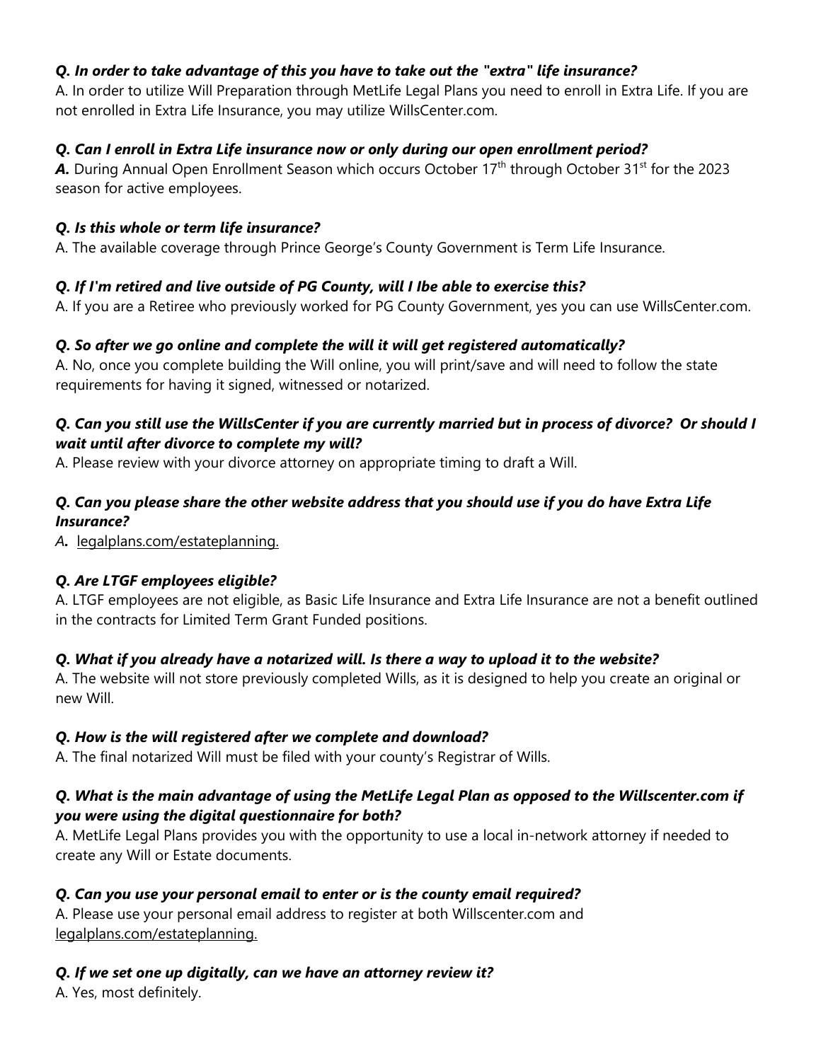***Q. In order to take advantage of this you have to take out the "extra" life insurance?***
A. In order to utilize Will Preparation through MetLife Legal Plans you need to enroll in Extra Life. If you are not enrolled in Extra Life Insurance, you may utilize WillsCenter.com.

***Q. Can I enroll in Extra Life insurance now or only during our open enrollment period?***
***A.*** During Annual Open Enrollment Season which occurs October 17th through October 31st for the 2023 season for active employees.

***Q. Is this whole or term life insurance?***
A. The available coverage through Prince George's County Government is Term Life Insurance.

***Q. If I'm retired and live outside of PG County, will I Ibe able to exercise this?***
A. If you are a Retiree who previously worked for PG County Government, yes you can use WillsCenter.com.

***Q. So after we go online and complete the will it will get registered automatically?***
A. No, once you complete building the Will online, you will print/save and will need to follow the state requirements for having it signed, witnessed or notarized.

***Q. Can you still use the WillsCenter if you are currently married but in process of divorce? Or should I wait until after divorce to complete my will?***
A. Please review with your divorce attorney on appropriate timing to draft a Will.

***Q. Can you please share the other website address that you should use if you do have Extra Life Insurance?***
***A.*** legalplans.com/estateplanning.

***Q. Are LTGF employees eligible?***
A. LTGF employees are not eligible, as Basic Life Insurance and Extra Life Insurance are not a benefit outlined in the contracts for Limited Term Grant Funded positions.

***Q. What if you already have a notarized will. Is there a way to upload it to the website?***
A. The website will not store previously completed Wills, as it is designed to help you create an original or new Will.

***Q. How is the will registered after we complete and download?***
A. The final notarized Will must be filed with your county's Registrar of Wills.

***Q. What is the main advantage of using the MetLife Legal Plan as opposed to the Willscenter.com if you were using the digital questionnaire for both?***
A. MetLife Legal Plans provides you with the opportunity to use a local in-network attorney if needed to create any Will or Estate documents.

***Q. Can you use your personal email to enter or is the county email required?***
A. Please use your personal email address to register at both Willscenter.com and legalplans.com/estateplanning.

***Q. If we set one up digitally, can we have an attorney review it?***
A. Yes, most definitely.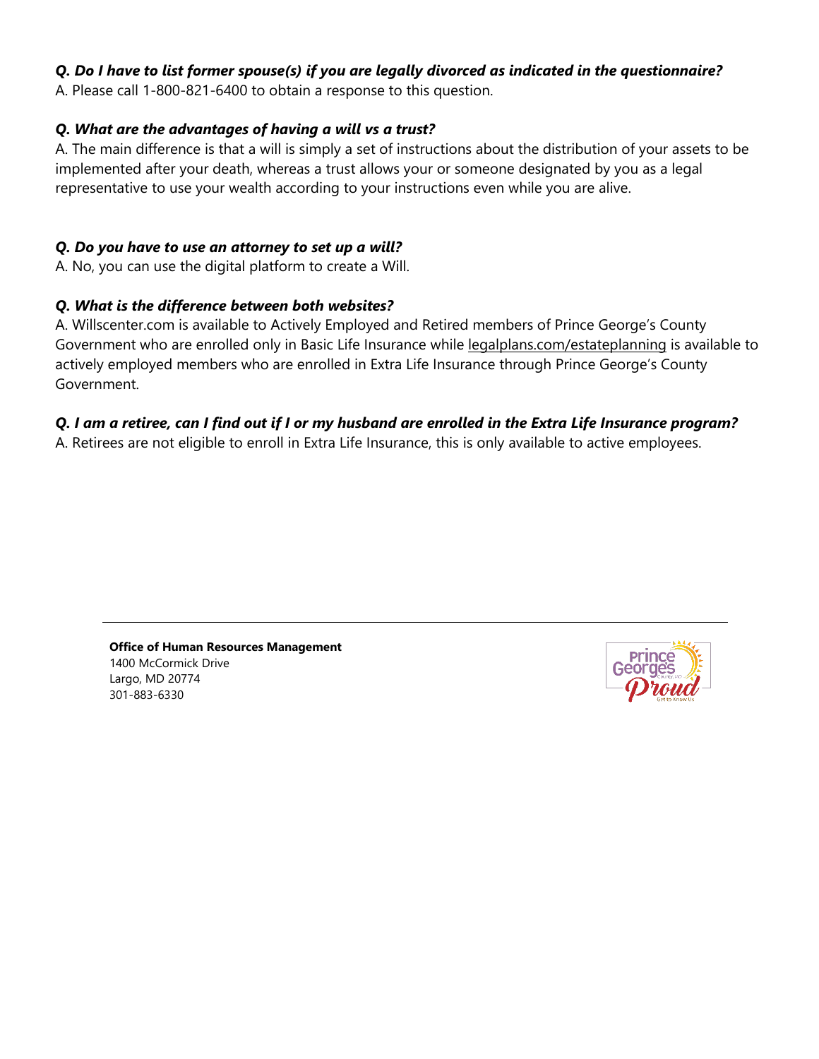***Q. Do I have to list former spouse(s) if you are legally divorced as indicated in the questionnaire?***

A. Please call 1-800-821-6400 to obtain a response to this question.

***Q. What are the advantages of having a will vs a trust?***

A. The main difference is that a will is simply a set of instructions about the distribution of your assets to be implemented after your death, whereas a trust allows your or someone designated by you as a legal representative to use your wealth according to your instructions even while you are alive.

***Q. Do you have to use an attorney to set up a will?***

A. No, you can use the digital platform to create a Will.

***Q. What is the difference between both websites?***

A. Willscenter.com is available to Actively Employed and Retired members of Prince George's County Government who are enrolled only in Basic Life Insurance while legalplans.com/estateplanning is available to actively employed members who are enrolled in Extra Life Insurance through Prince George's County Government.

***Q. I am a retiree, can I find out if I or my husband are enrolled in the Extra Life Insurance program?***

A. Retirees are not eligible to enroll in Extra Life Insurance, this is only available to active employees.

---

**Office of Human Resources Management**
1400 McCormick Drive
Largo, MD 20774
301-883-6330